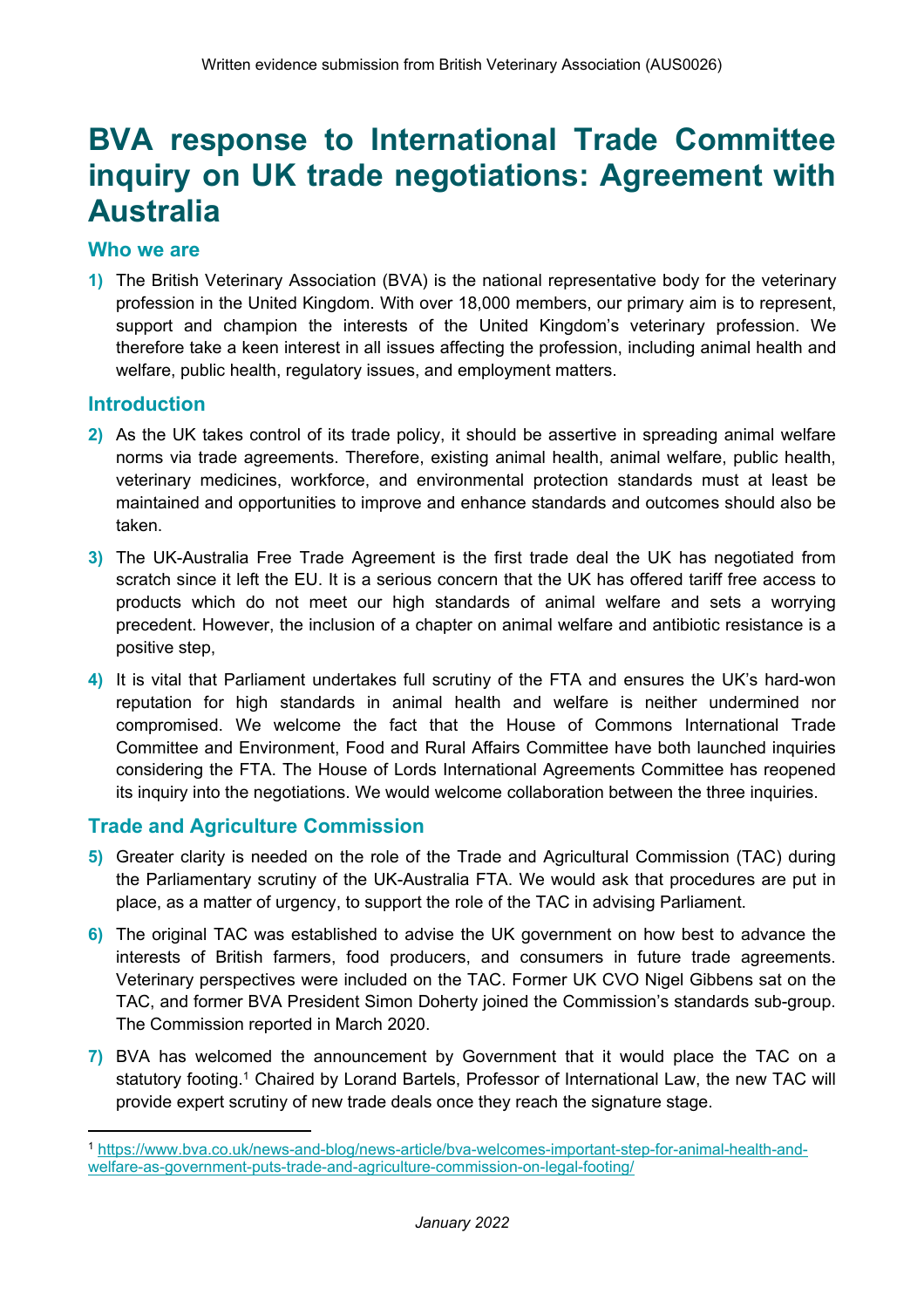Written evidence submission from British Veterinary Association (AUS0026)

# BVA response to International Trade Committee inquiry on UK trade negotiations: Agreement with Australia

## Who we are

1) The British Veterinary Association (BVA) is the national representative body for the veterinary profession in the United Kingdom. With over 18,000 members, our primary aim is to represent, support and champion the interests of the United Kingdom's veterinary profession. We therefore take a keen interest in all issues affecting the profession, including animal health and welfare, public health, regulatory issues, and employment matters.

## Introduction

2) As the UK takes control of its trade policy, it should be assertive in spreading animal welfare norms via trade agreements. Therefore, existing animal health, animal welfare, public health, veterinary medicines, workforce, and environmental protection standards must at least be maintained and opportunities to improve and enhance standards and outcomes should also be taken.

3) The UK-Australia Free Trade Agreement is the first trade deal the UK has negotiated from scratch since it left the EU. It is a serious concern that the UK has offered tariff free access to products which do not meet our high standards of animal welfare and sets a worrying precedent. However, the inclusion of a chapter on animal welfare and antibiotic resistance is a positive step,

4) It is vital that Parliament undertakes full scrutiny of the FTA and ensures the UK's hard-won reputation for high standards in animal health and welfare is neither undermined nor compromised. We welcome the fact that the House of Commons International Trade Committee and Environment, Food and Rural Affairs Committee have both launched inquiries considering the FTA. The House of Lords International Agreements Committee has reopened its inquiry into the negotiations. We would welcome collaboration between the three inquiries.

## Trade and Agriculture Commission

5) Greater clarity is needed on the role of the Trade and Agricultural Commission (TAC) during the Parliamentary scrutiny of the UK-Australia FTA. We would ask that procedures are put in place, as a matter of urgency, to support the role of the TAC in advising Parliament.

6) The original TAC was established to advise the UK government on how best to advance the interests of British farmers, food producers, and consumers in future trade agreements. Veterinary perspectives were included on the TAC. Former UK CVO Nigel Gibbens sat on the TAC, and former BVA President Simon Doherty joined the Commission's standards sub-group. The Commission reported in March 2020.

7) BVA has welcomed the announcement by Government that it would place the TAC on a statutory footing.[1] Chaired by Lorand Bartels, Professor of International Law, the new TAC will provide expert scrutiny of new trade deals once they reach the signature stage.

[1] https://www.bva.co.uk/news-and-blog/news-article/bva-welcomes-important-step-for-animal-health-and-welfare-as-government-puts-trade-and-agriculture-commission-on-legal-footing/

*January 2022*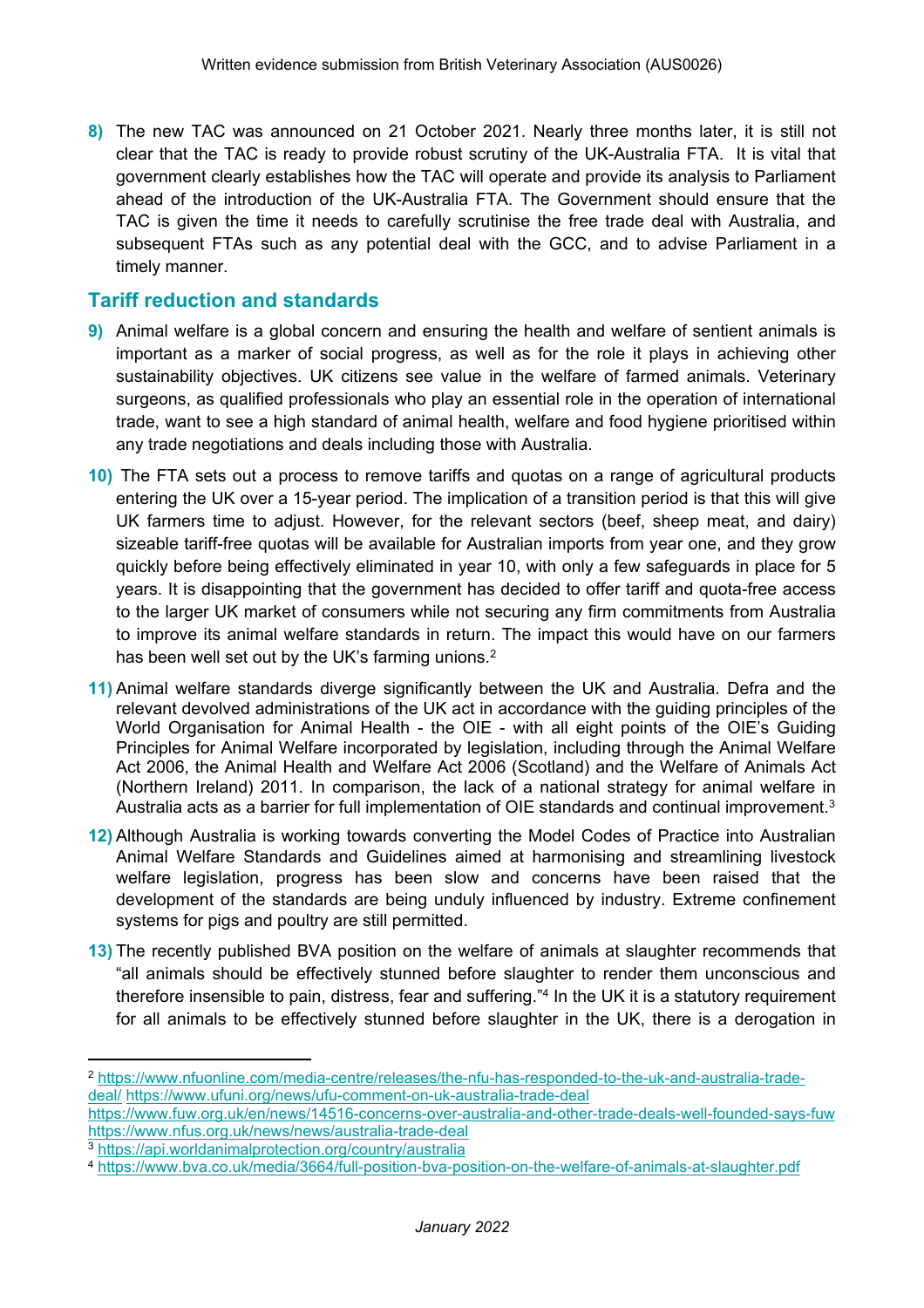8) The new TAC was announced on 21 October 2021. Nearly three months later, it is still not clear that the TAC is ready to provide robust scrutiny of the UK-Australia FTA. It is vital that government clearly establishes how the TAC will operate and provide its analysis to Parliament ahead of the introduction of the UK-Australia FTA. The Government should ensure that the TAC is given the time it needs to carefully scrutinise the free trade deal with Australia, and subsequent FTAs such as any potential deal with the GCC, and to advise Parliament in a timely manner.

## Tariff reduction and standards

9) Animal welfare is a global concern and ensuring the health and welfare of sentient animals is important as a marker of social progress, as well as for the role it plays in achieving other sustainability objectives. UK citizens see value in the welfare of farmed animals. Veterinary surgeons, as qualified professionals who play an essential role in the operation of international trade, want to see a high standard of animal health, welfare and food hygiene prioritised within any trade negotiations and deals including those with Australia.

10) The FTA sets out a process to remove tariffs and quotas on a range of agricultural products entering the UK over a 15-year period. The implication of a transition period is that this will give UK farmers time to adjust. However, for the relevant sectors (beef, sheep meat, and dairy) sizeable tariff-free quotas will be available for Australian imports from year one, and they grow quickly before being effectively eliminated in year 10, with only a few safeguards in place for 5 years. It is disappointing that the government has decided to offer tariff and quota-free access to the larger UK market of consumers while not securing any firm commitments from Australia to improve its animal welfare standards in return. The impact this would have on our farmers has been well set out by the UK's farming unions.[2]

11) Animal welfare standards diverge significantly between the UK and Australia. Defra and the relevant devolved administrations of the UK act in accordance with the guiding principles of the World Organisation for Animal Health - the OIE - with all eight points of the OIE's Guiding Principles for Animal Welfare incorporated by legislation, including through the Animal Welfare Act 2006, the Animal Health and Welfare Act 2006 (Scotland) and the Welfare of Animals Act (Northern Ireland) 2011. In comparison, the lack of a national strategy for animal welfare in Australia acts as a barrier for full implementation of OIE standards and continual improvement.[3]

12) Although Australia is working towards converting the Model Codes of Practice into Australian Animal Welfare Standards and Guidelines aimed at harmonising and streamlining livestock welfare legislation, progress has been slow and concerns have been raised that the development of the standards are being unduly influenced by industry. Extreme confinement systems for pigs and poultry are still permitted.

13) The recently published BVA position on the welfare of animals at slaughter recommends that "all animals should be effectively stunned before slaughter to render them unconscious and therefore insensible to pain, distress, fear and suffering."[4] In the UK it is a statutory requirement for all animals to be effectively stunned before slaughter in the UK, there is a derogation in

[2] https://www.nfuonline.com/media-centre/releases/the-nfu-has-responded-to-the-uk-and-australia-trade-deal/ https://www.ufuni.org/news/ufu-comment-on-uk-australia-trade-deal
https://www.fuw.org.uk/en/news/14516-concerns-over-australia-and-other-trade-deals-well-founded-says-fuw
https://www.nfus.org.uk/news/news/australia-trade-deal

[3] https://api.worldanimalprotection.org/country/australia

[4] https://www.bva.co.uk/media/3664/full-position-bva-position-on-the-welfare-of-animals-at-slaughter.pdf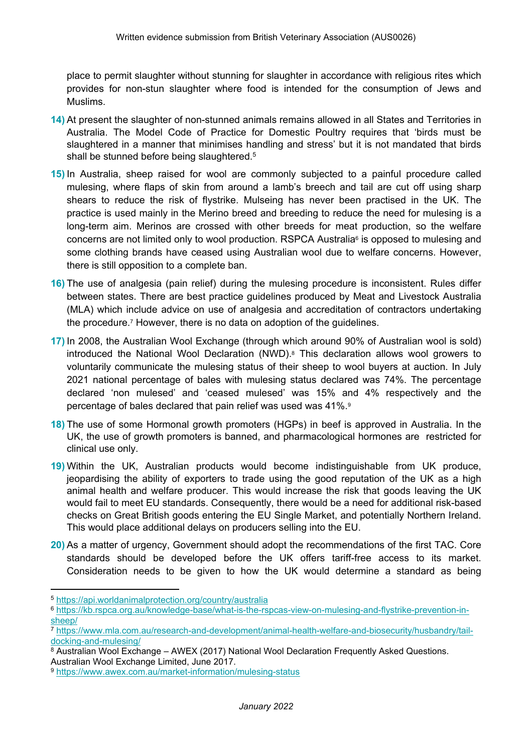place to permit slaughter without stunning for slaughter in accordance with religious rites which provides for non-stun slaughter where food is intended for the consumption of Jews and Muslims.

14) At present the slaughter of non-stunned animals remains allowed in all States and Territories in Australia. The Model Code of Practice for Domestic Poultry requires that 'birds must be slaughtered in a manner that minimises handling and stress' but it is not mandated that birds shall be stunned before being slaughtered.[5]

15) In Australia, sheep raised for wool are commonly subjected to a painful procedure called mulesing, where flaps of skin from around a lamb's breech and tail are cut off using sharp shears to reduce the risk of flystrike. Mulseing has never been practised in the UK. The practice is used mainly in the Merino breed and breeding to reduce the need for mulesing is a long-term aim. Merinos are crossed with other breeds for meat production, so the welfare concerns are not limited only to wool production. RSPCA Australia[6] is opposed to mulesing and some clothing brands have ceased using Australian wool due to welfare concerns. However, there is still opposition to a complete ban.

16) The use of analgesia (pain relief) during the mulesing procedure is inconsistent. Rules differ between states. There are best practice guidelines produced by Meat and Livestock Australia (MLA) which include advice on use of analgesia and accreditation of contractors undertaking the procedure.[7] However, there is no data on adoption of the guidelines.

17) In 2008, the Australian Wool Exchange (through which around 90% of Australian wool is sold) introduced the National Wool Declaration (NWD).[8] This declaration allows wool growers to voluntarily communicate the mulesing status of their sheep to wool buyers at auction. In July 2021 national percentage of bales with mulesing status declared was 74%. The percentage declared 'non mulesed' and 'ceased mulesed' was 15% and 4% respectively and the percentage of bales declared that pain relief was used was 41%.[9]

18) The use of some Hormonal growth promoters (HGPs) in beef is approved in Australia. In the UK, the use of growth promoters is banned, and pharmacological hormones are restricted for clinical use only.

19) Within the UK, Australian products would become indistinguishable from UK produce, jeopardising the ability of exporters to trade using the good reputation of the UK as a high animal health and welfare producer. This would increase the risk that goods leaving the UK would fail to meet EU standards. Consequently, there would be a need for additional risk-based checks on Great British goods entering the EU Single Market, and potentially Northern Ireland. This would place additional delays on producers selling into the EU.

20) As a matter of urgency, Government should adopt the recommendations of the first TAC. Core standards should be developed before the UK offers tariff-free access to its market. Consideration needs to be given to how the UK would determine a standard as being

---

[5] https://api.worldanimalprotection.org/country/australia

[6] https://kb.rspca.org.au/knowledge-base/what-is-the-rspcas-view-on-mulesing-and-flystrike-prevention-in-sheep/

[7] https://www.mla.com.au/research-and-development/animal-health-welfare-and-biosecurity/husbandry/tail-docking-and-mulesing/

[8] Australian Wool Exchange – AWEX (2017) National Wool Declaration Frequently Asked Questions. Australian Wool Exchange Limited, June 2017.

[9] https://www.awex.com.au/market-information/mulesing-status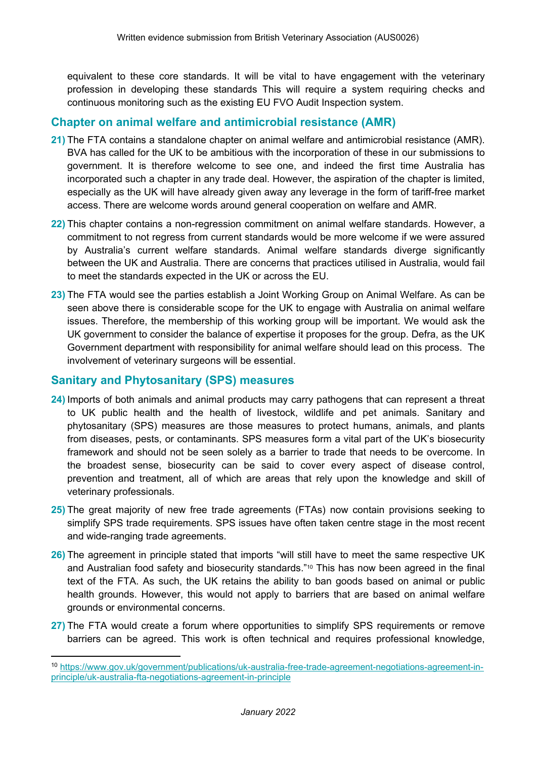equivalent to these core standards. It will be vital to have engagement with the veterinary profession in developing these standards This will require a system requiring checks and continuous monitoring such as the existing EU FVO Audit Inspection system.

## Chapter on animal welfare and antimicrobial resistance (AMR)

21) The FTA contains a standalone chapter on animal welfare and antimicrobial resistance (AMR). BVA has called for the UK to be ambitious with the incorporation of these in our submissions to government. It is therefore welcome to see one, and indeed the first time Australia has incorporated such a chapter in any trade deal. However, the aspiration of the chapter is limited, especially as the UK will have already given away any leverage in the form of tariff-free market access. There are welcome words around general cooperation on welfare and AMR.

22) This chapter contains a non-regression commitment on animal welfare standards. However, a commitment to not regress from current standards would be more welcome if we were assured by Australia's current welfare standards. Animal welfare standards diverge significantly between the UK and Australia. There are concerns that practices utilised in Australia, would fail to meet the standards expected in the UK or across the EU.

23) The FTA would see the parties establish a Joint Working Group on Animal Welfare. As can be seen above there is considerable scope for the UK to engage with Australia on animal welfare issues. Therefore, the membership of this working group will be important. We would ask the UK government to consider the balance of expertise it proposes for the group. Defra, as the UK Government department with responsibility for animal welfare should lead on this process. The involvement of veterinary surgeons will be essential.

## Sanitary and Phytosanitary (SPS) measures

24) Imports of both animals and animal products may carry pathogens that can represent a threat to UK public health and the health of livestock, wildlife and pet animals. Sanitary and phytosanitary (SPS) measures are those measures to protect humans, animals, and plants from diseases, pests, or contaminants. SPS measures form a vital part of the UK's biosecurity framework and should not be seen solely as a barrier to trade that needs to be overcome. In the broadest sense, biosecurity can be said to cover every aspect of disease control, prevention and treatment, all of which are areas that rely upon the knowledge and skill of veterinary professionals.

25) The great majority of new free trade agreements (FTAs) now contain provisions seeking to simplify SPS trade requirements. SPS issues have often taken centre stage in the most recent and wide-ranging trade agreements.

26) The agreement in principle stated that imports "will still have to meet the same respective UK and Australian food safety and biosecurity standards."[10] This has now been agreed in the final text of the FTA. As such, the UK retains the ability to ban goods based on animal or public health grounds. However, this would not apply to barriers that are based on animal welfare grounds or environmental concerns.

27) The FTA would create a forum where opportunities to simplify SPS requirements or remove barriers can be agreed. This work is often technical and requires professional knowledge,

---

[10] https://www.gov.uk/government/publications/uk-australia-free-trade-agreement-negotiations-agreement-in-principle/uk-australia-fta-negotiations-agreement-in-principle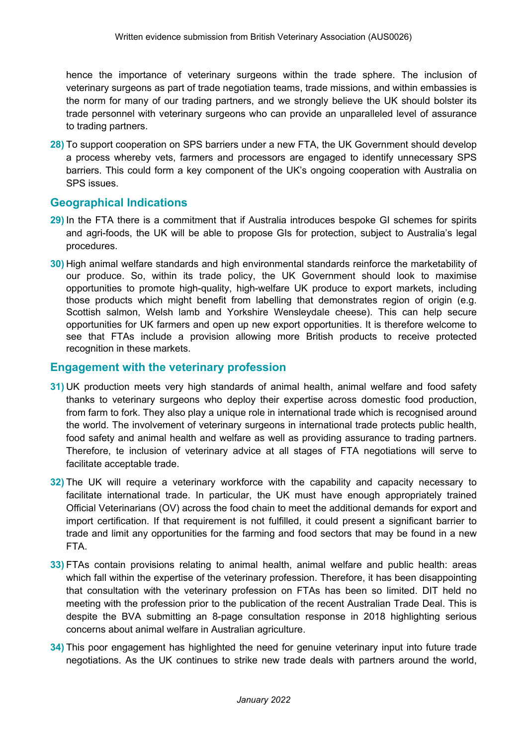hence the importance of veterinary surgeons within the trade sphere. The inclusion of veterinary surgeons as part of trade negotiation teams, trade missions, and within embassies is the norm for many of our trading partners, and we strongly believe the UK should bolster its trade personnel with veterinary surgeons who can provide an unparalleled level of assurance to trading partners.

28) To support cooperation on SPS barriers under a new FTA, the UK Government should develop a process whereby vets, farmers and processors are engaged to identify unnecessary SPS barriers. This could form a key component of the UK's ongoing cooperation with Australia on SPS issues.

## Geographical Indications

29) In the FTA there is a commitment that if Australia introduces bespoke GI schemes for spirits and agri-foods, the UK will be able to propose GIs for protection, subject to Australia's legal procedures.

30) High animal welfare standards and high environmental standards reinforce the marketability of our produce. So, within its trade policy, the UK Government should look to maximise opportunities to promote high-quality, high-welfare UK produce to export markets, including those products which might benefit from labelling that demonstrates region of origin (e.g. Scottish salmon, Welsh lamb and Yorkshire Wensleydale cheese). This can help secure opportunities for UK farmers and open up new export opportunities. It is therefore welcome to see that FTAs include a provision allowing more British products to receive protected recognition in these markets.

## Engagement with the veterinary profession

31) UK production meets very high standards of animal health, animal welfare and food safety thanks to veterinary surgeons who deploy their expertise across domestic food production, from farm to fork. They also play a unique role in international trade which is recognised around the world. The involvement of veterinary surgeons in international trade protects public health, food safety and animal health and welfare as well as providing assurance to trading partners. Therefore, te inclusion of veterinary advice at all stages of FTA negotiations will serve to facilitate acceptable trade.

32) The UK will require a veterinary workforce with the capability and capacity necessary to facilitate international trade. In particular, the UK must have enough appropriately trained Official Veterinarians (OV) across the food chain to meet the additional demands for export and import certification. If that requirement is not fulfilled, it could present a significant barrier to trade and limit any opportunities for the farming and food sectors that may be found in a new FTA.

33) FTAs contain provisions relating to animal health, animal welfare and public health: areas which fall within the expertise of the veterinary profession. Therefore, it has been disappointing that consultation with the veterinary profession on FTAs has been so limited. DIT held no meeting with the profession prior to the publication of the recent Australian Trade Deal. This is despite the BVA submitting an 8-page consultation response in 2018 highlighting serious concerns about animal welfare in Australian agriculture.

34) This poor engagement has highlighted the need for genuine veterinary input into future trade negotiations. As the UK continues to strike new trade deals with partners around the world,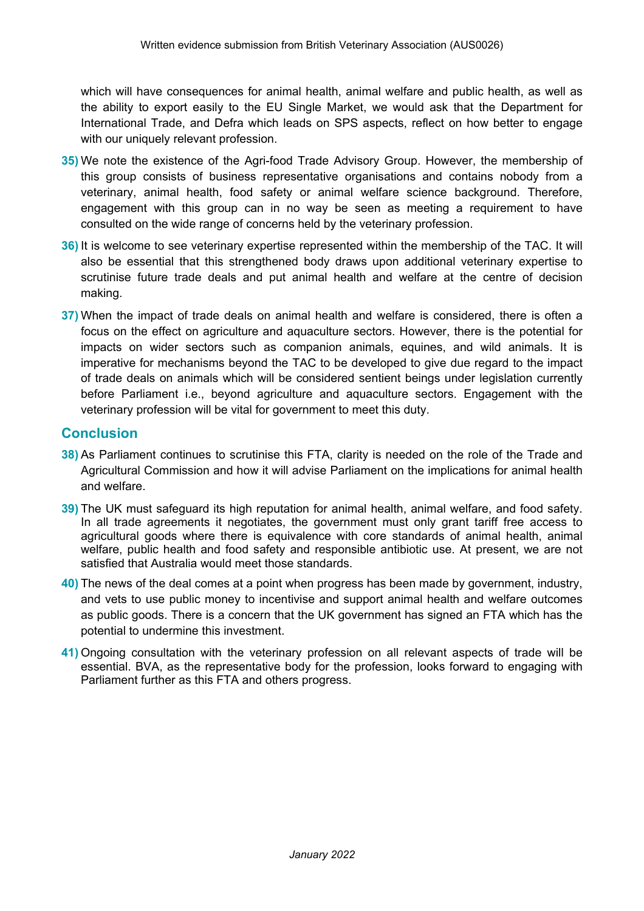which will have consequences for animal health, animal welfare and public health, as well as the ability to export easily to the EU Single Market, we would ask that the Department for International Trade, and Defra which leads on SPS aspects, reflect on how better to engage with our uniquely relevant profession.

**35)** We note the existence of the Agri-food Trade Advisory Group. However, the membership of this group consists of business representative organisations and contains nobody from a veterinary, animal health, food safety or animal welfare science background. Therefore, engagement with this group can in no way be seen as meeting a requirement to have consulted on the wide range of concerns held by the veterinary profession.

**36)** It is welcome to see veterinary expertise represented within the membership of the TAC. It will also be essential that this strengthened body draws upon additional veterinary expertise to scrutinise future trade deals and put animal health and welfare at the centre of decision making.

**37)** When the impact of trade deals on animal health and welfare is considered, there is often a focus on the effect on agriculture and aquaculture sectors. However, there is the potential for impacts on wider sectors such as companion animals, equines, and wild animals. It is imperative for mechanisms beyond the TAC to be developed to give due regard to the impact of trade deals on animals which will be considered sentient beings under legislation currently before Parliament i.e., beyond agriculture and aquaculture sectors. Engagement with the veterinary profession will be vital for government to meet this duty.

## Conclusion

**38)** As Parliament continues to scrutinise this FTA, clarity is needed on the role of the Trade and Agricultural Commission and how it will advise Parliament on the implications for animal health and welfare.

**39)** The UK must safeguard its high reputation for animal health, animal welfare, and food safety. In all trade agreements it negotiates, the government must only grant tariff free access to agricultural goods where there is equivalence with core standards of animal health, animal welfare, public health and food safety and responsible antibiotic use. At present, we are not satisfied that Australia would meet those standards.

**40)** The news of the deal comes at a point when progress has been made by government, industry, and vets to use public money to incentivise and support animal health and welfare outcomes as public goods. There is a concern that the UK government has signed an FTA which has the potential to undermine this investment.

**41)** Ongoing consultation with the veterinary profession on all relevant aspects of trade will be essential. BVA, as the representative body for the profession, looks forward to engaging with Parliament further as this FTA and others progress.

*January 2022*